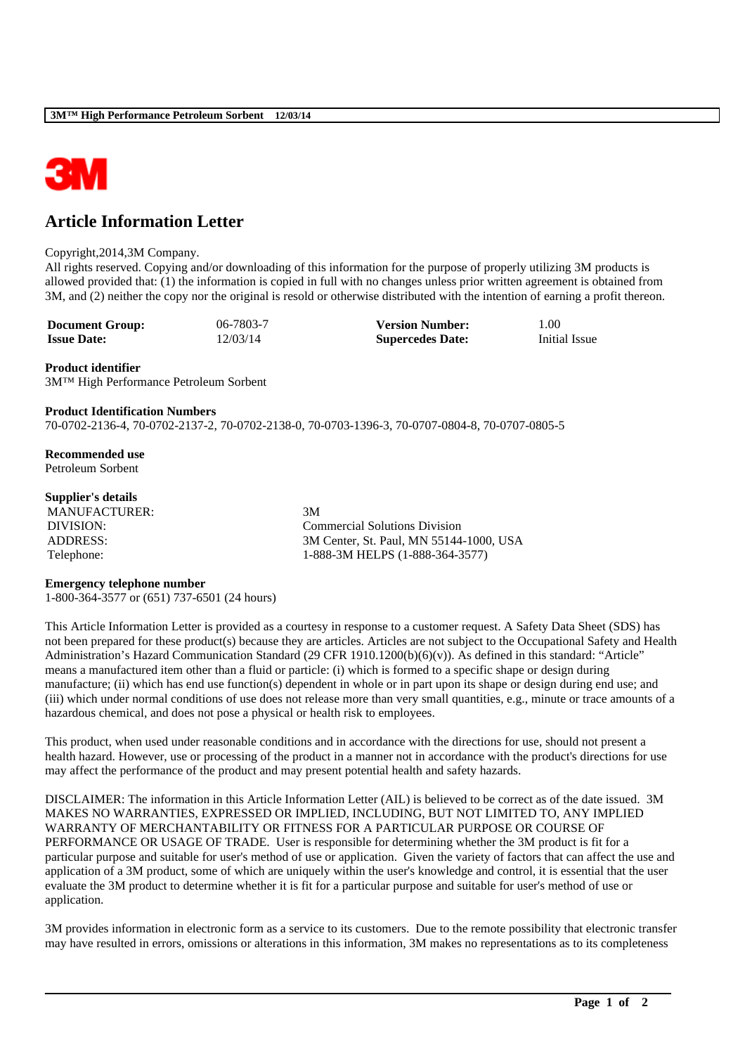# Article Information Letter

Copyright,2014,3M Company.
All rights reserved. Copying and/or downloading of this information for the purpose of properly utilizing 3M products is allowed provided that: (1) the information is copied in full with no changes unless prior written agreement is obtained from 3M, and (2) neither the copy nor the original is resold or otherwise distributed with the intention of earning a profit thereon.

| | | | |
|---|---|---|---|
| **Document Group:** | 06-7803-7 | **Version Number:** | 1.00 |
| **Issue Date:** | 12/03/14 | **Supercedes Date:** | Initial Issue |

**Product identifier**
3M™ High Performance Petroleum Sorbent

**Product Identification Numbers**
70-0702-2136-4, 70-0702-2137-2, 70-0702-2138-0, 70-0703-1396-3, 70-0707-0804-8, 70-0707-0805-5

**Recommended use**
Petroleum Sorbent

**Supplier's details**

| | |
|---|---|
| MANUFACTURER: | 3M |
| DIVISION: | Commercial Solutions Division |
| ADDRESS: | 3M Center, St. Paul, MN 55144-1000, USA |
| Telephone: | 1-888-3M HELPS (1-888-364-3577) |

**Emergency telephone number**
1-800-364-3577 or (651) 737-6501 (24 hours)

This Article Information Letter is provided as a courtesy in response to a customer request. A Safety Data Sheet (SDS) has not been prepared for these product(s) because they are articles. Articles are not subject to the Occupational Safety and Health Administration's Hazard Communication Standard (29 CFR 1910.1200(b)(6)(v)). As defined in this standard: "Article" means a manufactured item other than a fluid or particle: (i) which is formed to a specific shape or design during manufacture; (ii) which has end use function(s) dependent in whole or in part upon its shape or design during end use; and (iii) which under normal conditions of use does not release more than very small quantities, e.g., minute or trace amounts of a hazardous chemical, and does not pose a physical or health risk to employees.

This product, when used under reasonable conditions and in accordance with the directions for use, should not present a health hazard. However, use or processing of the product in a manner not in accordance with the product's directions for use may affect the performance of the product and may present potential health and safety hazards.

DISCLAIMER: The information in this Article Information Letter (AIL) is believed to be correct as of the date issued. 3M MAKES NO WARRANTIES, EXPRESSED OR IMPLIED, INCLUDING, BUT NOT LIMITED TO, ANY IMPLIED WARRANTY OF MERCHANTABILITY OR FITNESS FOR A PARTICULAR PURPOSE OR COURSE OF PERFORMANCE OR USAGE OF TRADE. User is responsible for determining whether the 3M product is fit for a particular purpose and suitable for user's method of use or application. Given the variety of factors that can affect the use and application of a 3M product, some of which are uniquely within the user's knowledge and control, it is essential that the user evaluate the 3M product to determine whether it is fit for a particular purpose and suitable for user's method of use or application.

3M provides information in electronic form as a service to its customers. Due to the remote possibility that electronic transfer may have resulted in errors, omissions or alterations in this information, 3M makes no representations as to its completeness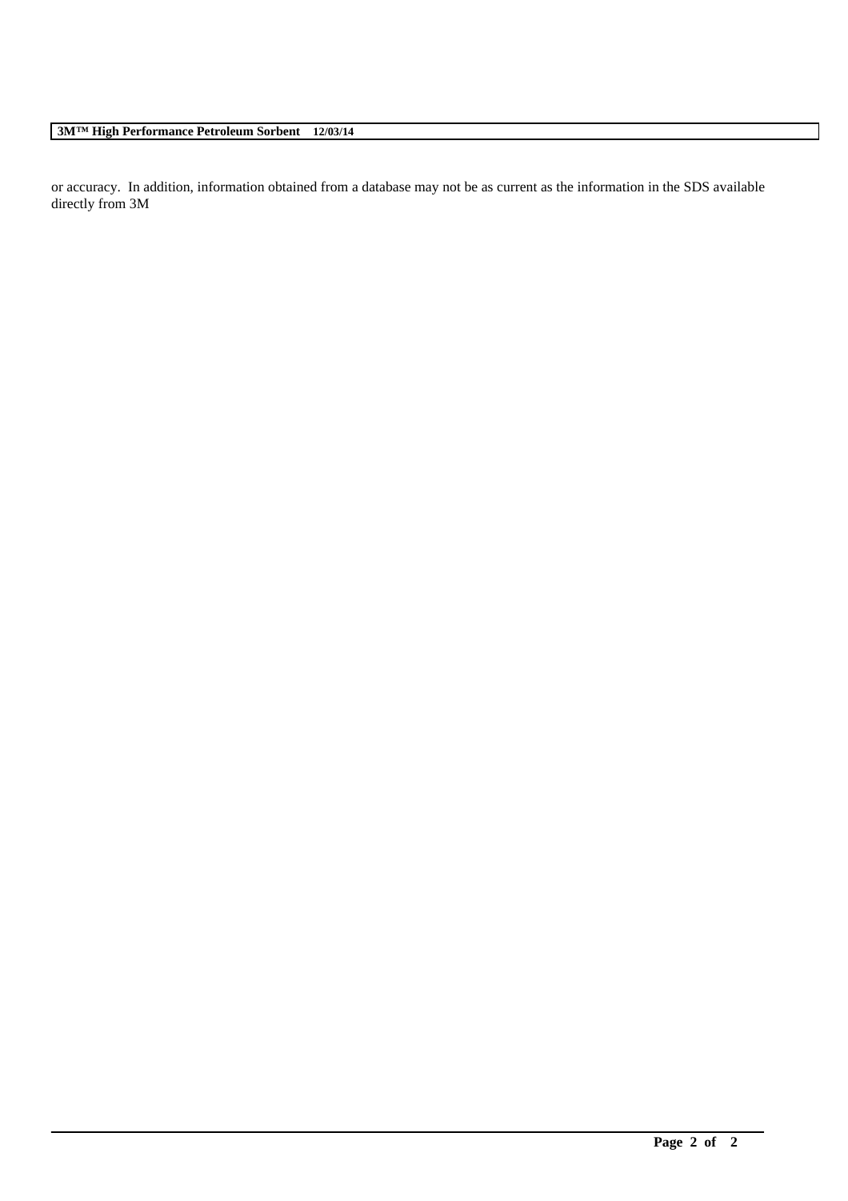or accuracy. In addition, information obtained from a database may not be as current as the information in the SDS available directly from 3M